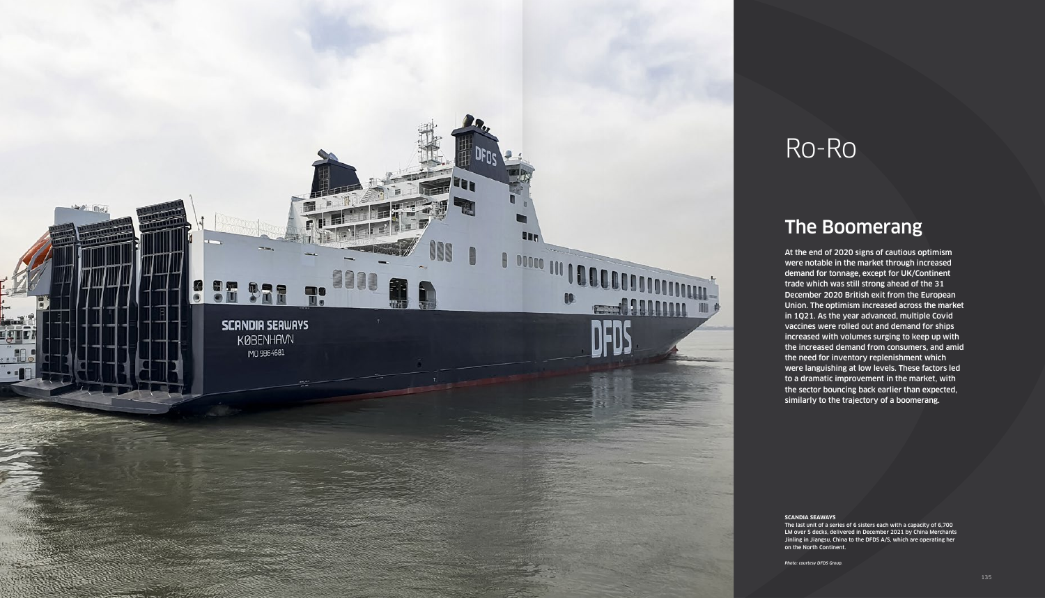# Ro-Ro

## The Boomerang

At the end of 2020 signs of cautious optimism were notable in the market through increased demand for tonnage, except for UK/Continent trade which was still strong ahead of the 31 December 2020 British exit from the European Union. The optimism increased across the market in 1Q21. As the year advanced, multiple Covid vaccines were rolled out and demand for ships increased with volumes surging to keep up with the increased demand from consumers, and amid the need for inventory replenishment which were languishing at low levels. These factors led to a dramatic improvement in the market, with the sector bouncing back earlier than expected, similarly to the trajectory of a boomerang.

**SCANDIA SEAWAYS**
The last unit of a series of 6 sisters each with a capacity of 6,700 LM over 5 decks, delivered in December 2021 by China Merchants Jinling in Jiangsu, China to the DFDS A/S, which are operating her on the North Continent.

*Photo: courtesy DFDS Group.*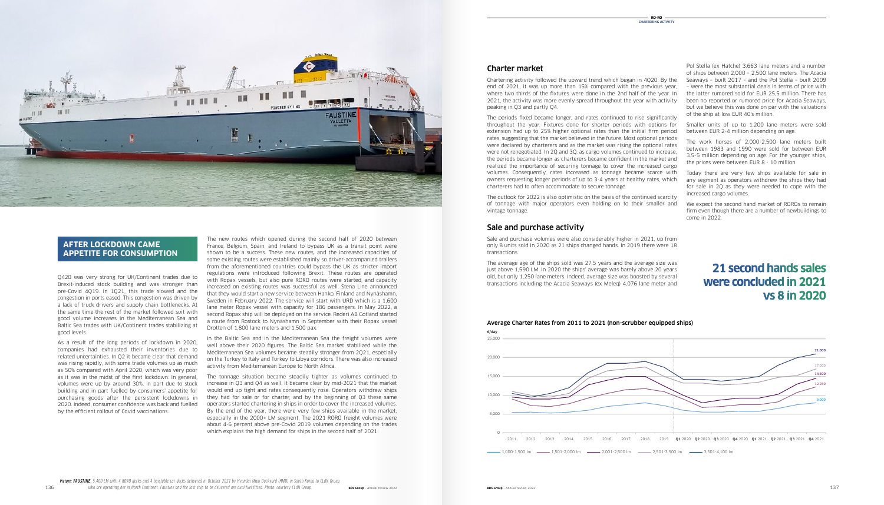## AFTER LOCKDOWN CAME APPETITE FOR CONSUMPTION

Q420 was very strong for UK/Continent trades due to Brexit-induced stock building and was stronger than pre-Covid 4Q19. In 1Q21, this trade slowed and the congestion in ports eased. This congestion was driven by a lack of truck drivers and supply chain bottlenecks. At the same time the rest of the market followed suit with good volume increases in the Mediterranean Sea and Baltic Sea trades with UK/Continent trades stabilizing at good levels.

As a result of the long periods of lockdown in 2020, companies had exhausted their inventories due to related uncertainties. In Q2 it became clear that demand was rising rapidly, with some trade volumes up as much as 50% compared with April 2020, which was very poor as it was in the midst of the first lockdown. In general, volumes were up by around 30%, in part due to stock building and in part fuelled by consumers' appetite for purchasing goods after the persistent lockdowns in 2020. Indeed, consumer confidence was back and fuelled by the efficient rollout of Covid vaccinations.

The new routes which opened during the second half of 2020 between France, Belgium, Spain, and Ireland to bypass UK as a transit point were shown to be a success. These new routes, and the increased capacities of some existing routes were established mainly so driver-accompanied trailers from the aforementioned countries could bypass the UK as stricter import regulations were introduced following Brexit. These routes are operated with Ropax vessels, but also pure RORO routes were started, and capacity increased on existing routes was successful as well. Stena Line announced that they would start a new service between Hanko, Finland and Nynashamn, Sweden in February 2022. The service will start with URD which is a 1,600 lane meter Ropax vessel with capacity for 186 passengers. In May 2022, a second Ropax ship will be deployed on the service. Rederi AB Gotland started a route from Rostock to Nynashamn in September with their Ropax vessel Drotten of 1,800 lane meters and 1,500 pax.

In the Baltic Sea and in the Mediterranean Sea the freight volumes were well above their 2020 figures. The Baltic Sea market stabilized while the Mediterranean Sea volumes became steadily stronger from 2Q21, especially on the Turkey to Italy and Turkey to Libya corridors. There was also increased activity from Mediterranean Europe to North Africa.

The tonnage situation became steadily tighter as volumes continued to increase in Q3 and Q4 as well. It became clear by mid-2021 that the market would end up tight and rates consequently rose. Operators withdrew ships they had for sale or for charter, and by the beginning of Q3 these same operators started chartering in ships in order to cover the increased volumes. By the end of the year, there were very few ships available in the market, especially in the 2000+ LM segment. The 2021 RORO freight volumes were about 4-6 percent above pre-Covid 2019 volumes depending on the trades which explains the high demand for ships in the second half of 2021.

*Picture: **FAUSTINE**, 5,400 LM with 4 RORO decks and 4 hoistable car decks delivered in October 2021 by Hyundai Mipo Dockyard (HMD) in South Korea to CLdN Group, who are operating her in North Continent. Faustine and the last ship to be delivered are dual fuel fitted. Photo: courtesy CLdN Group.*

## Charter market

Chartering activity followed the upward trend which began in 4Q20. By the end of 2021, it was up more than 15% compared with the previous year, where two thirds of the fixtures were done in the 2nd half of the year. In 2021, the activity was more evenly spread throughout the year with activity peaking in Q3 and partly Q4.

The periods fixed became longer, and rates continued to rise significantly throughout the year. Fixtures done for shorter periods with options for extension had up to 25% higher optional rates than the initial firm period rates, suggesting that the market believed in the future. Most optional periods were declared by charterers and as the market was rising the optional rates were not renegotiated. In 2Q and 3Q, as cargo volumes continued to increase, the periods became longer as charterers became confident in the market and realized the importance of securing tonnage to cover the increased cargo volumes. Consequently, rates increased as tonnage became scarce with owners requesting longer periods of up to 3-4 years at healthy rates, which charterers had to often accommodate to secure tonnage.

The outlook for 2022 is also optimistic on the basis of the continued scarcity of tonnage with major operators even holding on to their smaller and vintage tonnage.

## Sale and purchase activity

Sale and purchase volumes were also considerably higher in 2021, up from only 8 units sold in 2020 as 21 ships changed hands. In 2019 there were 18 transactions.

The average age of the ships sold was 27.5 years and the average size was just above 1,590 LM. In 2020 the ships' average was barely above 20 years old, but only 1,250 lane meters. Indeed, average size was boosted by several transactions including the Acacia Seaways (ex Meleq) 4,076 lane meter and Pol Stella (ex Hatche) 3,663 lane meters and a number of ships between 2,000 – 2,500 lane meters. The Acacia Seaways – built 2017 – and the Pol Stella – built 2009 – were the most substantial deals in terms of price with the latter rumored sold for EUR 25.5 million. There has been no reported or rumored price for Acacia Seaways, but we believe this was done on par with the valuations of the ship at low EUR 40's million.

Smaller units of up to 1,200 lane meters were sold between EUR 2-4 million depending on age.

The work horses of 2,000-2,500 lane meters built between 1983 and 1990 were sold for between EUR 3.5-5 million depending on age. For the younger ships, the prices were between EUR 8 - 10 million.

Today there are very few ships available for sale in any segment as operators withdrew the ships they had for sale in 2Q as they were needed to cope with the increased cargo volumes.

We expect the second hand market of ROROs to remain firm even though there are a number of newbuildings to come in 2022.

**21 second hands sales were concluded in 2021 vs 8 in 2020**

### Average Charter Rates from 2011 to 2021 (non-scrubber equipped ships)

€/day

| Segment | Q4 2021 |
|---|---|
| 1,000-1,500 lm | 8,000 |
| 1,501-2,000 lm | 12,250 |
| 2,001-2,500 lm | 14,500 |
| 2,501-3,500 lm | 17,000 |
| 3,501-4,100 lm | 21,000 |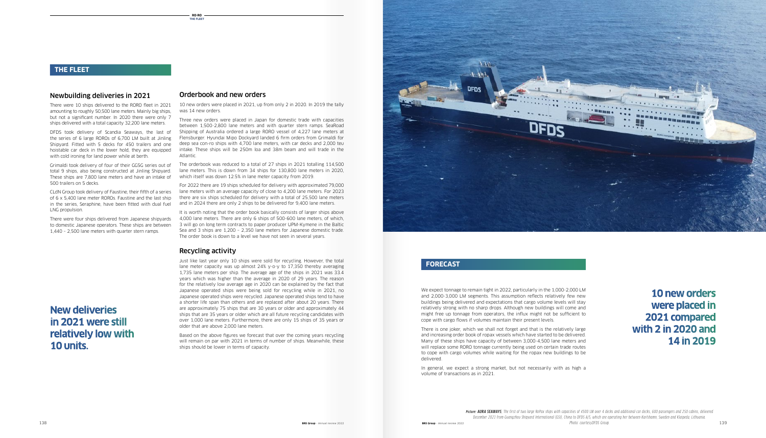## THE FLEET

### Newbuilding deliveries in 2021

There were 10 ships delivered to the RORO fleet in 2021 amounting to roughly 50,500 lane meters. Mainly big ships, but not a significant number. In 2020 there were only 7 ships delivered with a total capacity 32,200 lane meters.

DFDS took delivery of Scandia Seaways, the last of the series of 6 large ROROs of 6,700 LM built at Jinling Shipyard. Fitted with 5 decks for 450 trailers and one hoistable car deck in the lower hold, they are equipped with cold ironing for land power while at berth.

Grimaldi took delivery of four of their GG5G series out of total 9 ships, also being constructed at Jinling Shipyard. These ships are 7,800 lane meters and have an intake of 500 trailers on 5 decks.

CLdN Group took delivery of Faustine, their fifth of a series of 6 x 5,400 lane meter ROROs. Faustine and the last ship in the series, Seraphine, have been fitted with dual fuel LNG propulsion.

There were four ships delivered from Japanese shipyards to domestic Japanese operators. These ships are between 1,440 – 2,500 lane meters with quarter stern ramps.

**New deliveries in 2021 were still relatively low with 10 units.**

### Orderbook and new orders

10 new orders were placed in 2021, up from only 2 in 2020. In 2019 the tally was 14 new orders.

Three new orders were placed in Japan for domestic trade with capacities between 1,500-2,800 lane meters and with quarter stern ramps. SeaRoad Shipping of Australia ordered a large RORO vessel of 4,227 lane meters at Flensburger. Hyundai Mipo Dockyard landed 6 firm orders from Grimaldi for deep sea con-ro ships with 4,700 lane meters, with car decks and 2,000 teu intake. These ships will be 250m loa and 38m beam and will trade in the Atlantic.

The orderbook was reduced to a total of 27 ships in 2021 totalling 114,500 lane meters. This is down from 34 ships for 130,800 lane meters in 2020, which itself was down 12.5% in lane meter capacity from 2019.

For 2022 there are 19 ships scheduled for delivery with approximated 79,000 lane meters with an average capacity of close to 4,200 lane meters. For 2023 there are six ships scheduled for delivery with a total of 25,500 lane meters and in 2024 there are only 2 ships to be delivered for 9,400 lane meters.

It is worth noting that the order book basically consists of larger ships above 4,000 lane meters. There are only 6 ships of 500-600 lane meters, of which, 3 will go on long term contracts to paper producer UPM-Kymene in the Baltic Sea and 3 ships are 1,200 – 2,350 lane meters for Japanese domestic trade. The order book is down to a level we have not seen in several years.

### Recycling activity

Just like last year only 10 ships were sold for recycling. However, the total lane meter capacity was up almost 24% y-o-y to 17,350 thereby averaging 1,735 lane meters per ship. The average age of the ships in 2021 was 33.4 years which was higher than the average in 2020 of 29 years. The reason for the relatively low average age in 2020 can be explained by the fact that Japanese operated ships were being sold for recycling while in 2021, no Japanese operated ships were recycled. Japanese operated ships tend to have a shorter life span than others and are replaced after about 20 years. There are approximately 75 ships that are 30 years or older and approximately 44 ships that are 35 years or older which are all future recycling candidates with over 1,000 lane meters. Furthermore, there are only 15 ships of 35 years or older that are above 2,000 lane meters.

Based on the above figures we forecast that over the coming years recycling will remain on par with 2021 in terms of number of ships. Meanwhile, these ships should be lower in terms of capacity.

## FORECAST

We expect tonnage to remain tight in 2022, particularly in the 1,000-2,000 LM and 2,000-3,000 LM segments. This assumption reflects relatively few new buildings being delivered and expectations that cargo volume levels will stay relatively strong with no sharp drops. Although new buildings will come and might free up tonnage from operators, the influx might not be sufficient to cope with cargo flows if volumes maintain their present levels.

There is one joker, which we shall not forget and that is the relatively large and increasing order book of ropax vessels which have started to be delivered. Many of these ships have capacity of between 3,000-4,500 lane meters and will replace some RORO tonnage currently being used on certain trade routes to cope with cargo volumes while waiting for the ropax new buildings to be delivered.

In general, we expect a strong market, but not necessarily with as high a volume of transactions as in 2021.

**10 new orders were placed in 2021 compared with 2 in 2020 and 14 in 2019**

*Picture: **AURA SEAWAYS**. The first of two large RoPax ships with capacities of 4500 LM over 4 decks and additional car decks, 600 passengers and 250 cabins, delivered December 2021 from Guangzhou Shipyard International (GSI), China to DFDS A/S, which are operating her between Karlshamn, Sweden and Klaipeda, Lithuania. Photo: courtesyDFDS Group.*